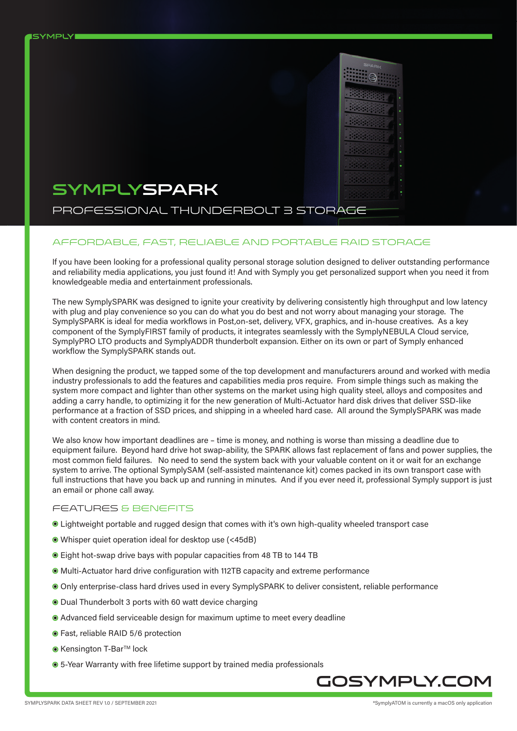SYMPLY

# SYMPLYSPARK

## PROFESSIONAL THUNDERBOLT 3 STORAGE

### AFFORDABLE, FAST, RELIABLE AND PORTABLE RAID STORAGE

If you have been looking for a professional quality personal storage solution designed to deliver outstanding performance and reliability media applications, you just found it! And with Symply you get personalized support when you need it from knowledgeable media and entertainment professionals.

The new SymplySPARK was designed to ignite your creativity by delivering consistently high throughput and low latency with plug and play convenience so you can do what you do best and not worry about managing your storage. The SymplySPARK is ideal for media workflows in Post,on-set, delivery, VFX, graphics, and in-house creatives. As a key component of the SymplyFIRST family of products, it integrates seamlessly with the SymplyNEBULA Cloud service, SymplyPRO LTO products and SymplyADDR thunderbolt expansion. Either on its own or part of Symply enhanced workflow the SymplySPARK stands out.

When designing the product, we tapped some of the top development and manufacturers around and worked with media industry professionals to add the features and capabilities media pros require. From simple things such as making the system more compact and lighter than other systems on the market using high quality steel, alloys and composites and adding a carry handle, to optimizing it for the new generation of Multi-Actuator hard disk drives that deliver SSD-like performance at a fraction of SSD prices, and shipping in a wheeled hard case. All around the SymplySPARK was made with content creators in mind.

We also know how important deadlines are – time is money, and nothing is worse than missing a deadline due to equipment failure. Beyond hard drive hot swap-ability, the SPARK allows fast replacement of fans and power supplies, the most common field failures. No need to send the system back with your valuable content on it or wait for an exchange system to arrive. The optional SymplySAM (self-assisted maintenance kit) comes packed in its own transport case with full instructions that have you back up and running in minutes. And if you ever need it, professional Symply support is just an email or phone call away.

### FEATURES & BENEFITS

- Lightweight portable and rugged design that comes with it's own high-quality wheeled transport case
- Whisper quiet operation ideal for desktop use (<45dB)
- Eight hot-swap drive bays with popular capacities from 48 TB to 144 TB
- Multi-Actuator hard drive configuration with 112TB capacity and extreme performance
- Only enterprise-class hard drives used in every SymplySPARK to deliver consistent, reliable performance
- Dual Thunderbolt 3 ports with 60 watt device charging
- Advanced field serviceable design for maximum uptime to meet every deadline
- Fast, reliable RAID 5/6 protection
- Kensington T-Bar™ lock
- 5-Year Warranty with free lifetime support by trained media professionals

GOSYMPLY.COM

SYMPLYSPARK DATA SHEET REV 1.0 / SEPTEMBER 2021

*SymplyATOM is currently a macOS only application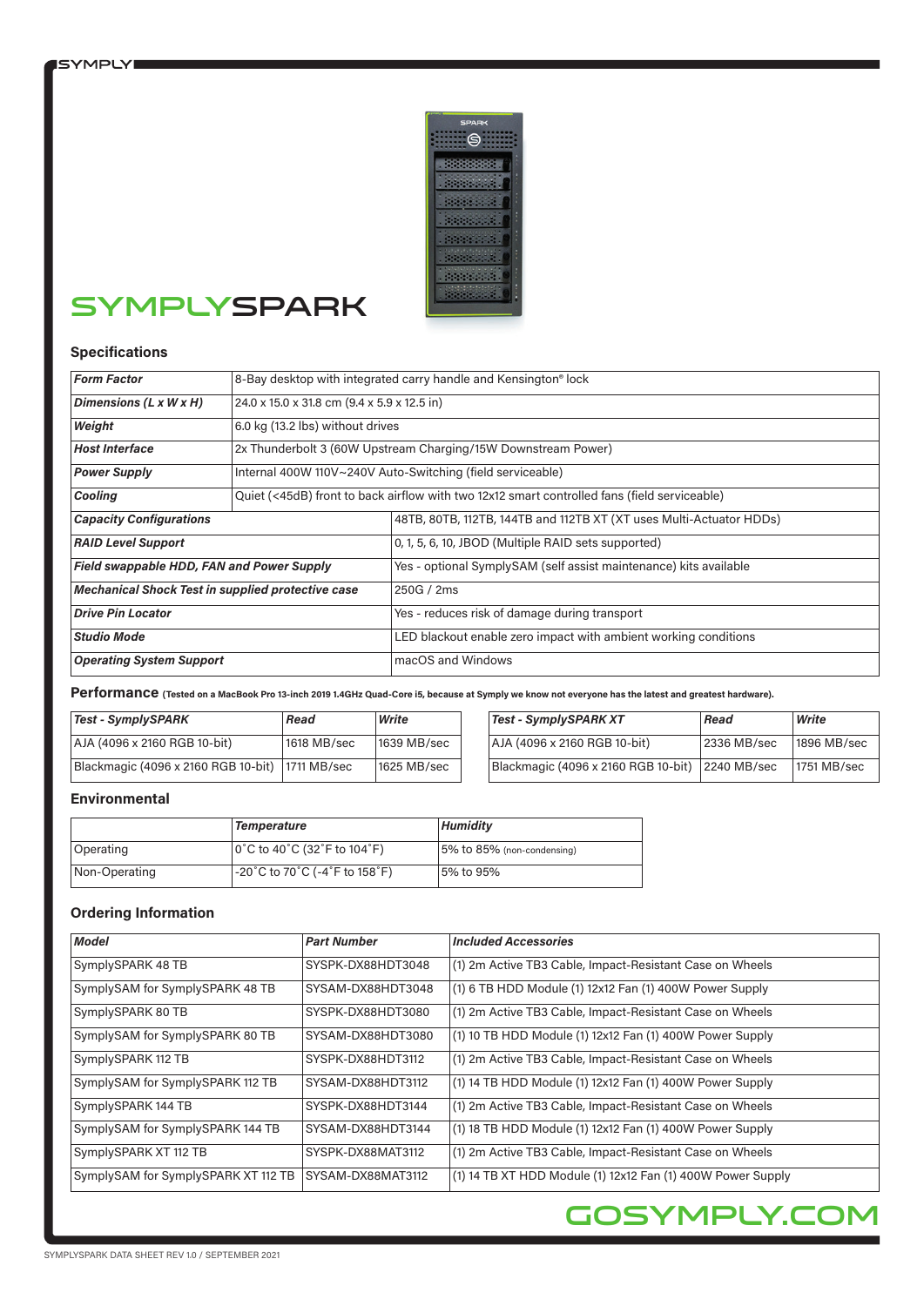# SYMPLYSPARK

## Specifications

| | |
|---|---|
| ***Form Factor*** | 8-Bay desktop with integrated carry handle and Kensington® lock |
| ***Dimensions (L x W x H)*** | 24.0 x 15.0 x 31.8 cm (9.4 x 5.9 x 12.5 in) |
| ***Weight*** | 6.0 kg (13.2 lbs) without drives |
| ***Host Interface*** | 2x Thunderbolt 3 (60W Upstream Charging/15W Downstream Power) |
| ***Power Supply*** | Internal 400W 110V~240V Auto-Switching (field serviceable) |
| ***Cooling*** | Quiet (<45dB) front to back airflow with two 12x12 smart controlled fans (field serviceable) |
| ***Capacity Configurations*** | 48TB, 80TB, 112TB, 144TB and 112TB XT (XT uses Multi-Actuator HDDs) |
| ***RAID Level Support*** | 0, 1, 5, 6, 10, JBOD (Multiple RAID sets supported) |
| ***Field swappable HDD, FAN and Power Supply*** | Yes - optional SymplySAM (self assist maintenance) kits available |
| ***Mechanical Shock Test in supplied protective case*** | 250G / 2ms |
| ***Drive Pin Locator*** | Yes - reduces risk of damage during transport |
| ***Studio Mode*** | LED blackout enable zero impact with ambient working conditions |
| ***Operating System Support*** | macOS and Windows |

## Performance (Tested on a MacBook Pro 13-inch 2019 1.4GHz Quad-Core i5, because at Symply we know not everyone has the latest and greatest hardware).

| *Test - SymplySPARK* | *Read* | *Write* |
|---|---|---|
| AJA (4096 x 2160 RGB 10-bit) | 1618 MB/sec | 1639 MB/sec |
| Blackmagic (4096 x 2160 RGB 10-bit) | 1711 MB/sec | 1625 MB/sec |

| *Test - SymplySPARK XT* | *Read* | *Write* |
|---|---|---|
| AJA (4096 x 2160 RGB 10-bit) | 2336 MB/sec | 1896 MB/sec |
| Blackmagic (4096 x 2160 RGB 10-bit) | 2240 MB/sec | 1751 MB/sec |

## Environmental

| | *Temperature* | *Humidity* |
|---|---|---|
| Operating | 0˚C to 40˚C (32˚F to 104˚F) | 5% to 85% (non-condensing) |
| Non-Operating | -20˚C to 70˚C (-4˚F to 158˚F) | 5% to 95% |

## Ordering Information

| *Model* | *Part Number* | *Included Accessories* |
|---|---|---|
| SymplySPARK 48 TB | SYSPK-DX88HDT3048 | (1) 2m Active TB3 Cable, Impact-Resistant Case on Wheels |
| SymplySAM for SymplySPARK 48 TB | SYSAM-DX88HDT3048 | (1) 6 TB HDD Module (1) 12x12 Fan (1) 400W Power Supply |
| SymplySPARK 80 TB | SYSPK-DX88HDT3080 | (1) 2m Active TB3 Cable, Impact-Resistant Case on Wheels |
| SymplySAM for SymplySPARK 80 TB | SYSAM-DX88HDT3080 | (1) 10 TB HDD Module (1) 12x12 Fan (1) 400W Power Supply |
| SymplySPARK 112 TB | SYSPK-DX88HDT3112 | (1) 2m Active TB3 Cable, Impact-Resistant Case on Wheels |
| SymplySAM for SymplySPARK 112 TB | SYSAM-DX88HDT3112 | (1) 14 TB HDD Module (1) 12x12 Fan (1) 400W Power Supply |
| SymplySPARK 144 TB | SYSPK-DX88HDT3144 | (1) 2m Active TB3 Cable, Impact-Resistant Case on Wheels |
| SymplySAM for SymplySPARK 144 TB | SYSAM-DX88HDT3144 | (1) 18 TB HDD Module (1) 12x12 Fan (1) 400W Power Supply |
| SymplySPARK XT 112 TB | SYSPK-DX88MAT3112 | (1) 2m Active TB3 Cable, Impact-Resistant Case on Wheels |
| SymplySAM for SymplySPARK XT 112 TB | SYSAM-DX88MAT3112 | (1) 14 TB XT HDD Module (1) 12x12 Fan (1) 400W Power Supply |

GOSYMPLY.COM

SYMPLYSPARK DATA SHEET REV 1.0 / SEPTEMBER 2021